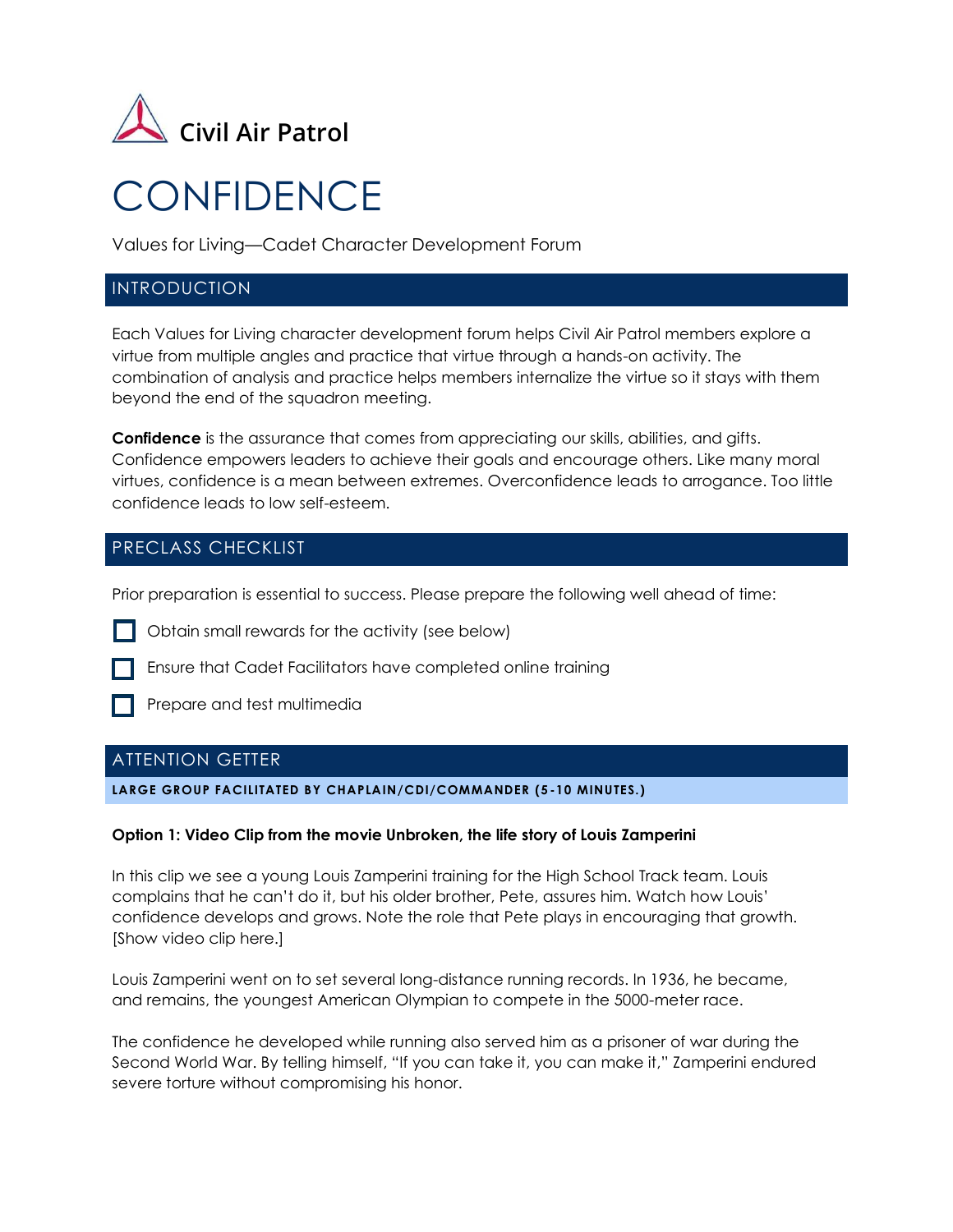Civil Air Patrol

# CONFIDENCE

Values for Living—Cadet Character Development Forum

## INTRODUCTION

Each Values for Living character development forum helps Civil Air Patrol members explore a virtue from multiple angles and practice that virtue through a hands-on activity. The combination of analysis and practice helps members internalize the virtue so it stays with them beyond the end of the squadron meeting.

**Confidence** is the assurance that comes from appreciating our skills, abilities, and gifts. Confidence empowers leaders to achieve their goals and encourage others. Like many moral virtues, confidence is a mean between extremes. Overconfidence leads to arrogance. Too little confidence leads to low self-esteem.

## PRECLASS CHECKLIST

Prior preparation is essential to success. Please prepare the following well ahead of time:

- [ ] Obtain small rewards for the activity (see below)
- [ ] Ensure that Cadet Facilitators have completed online training
- [ ] Prepare and test multimedia

## ATTENTION GETTER

**LARGE GROUP FACILITATED BY CHAPLAIN/CDI/COMMANDER (5-10 MINUTES.)**

**Option 1: Video Clip from the movie Unbroken, the life story of Louis Zamperini**

In this clip we see a young Louis Zamperini training for the High School Track team. Louis complains that he can't do it, but his older brother, Pete, assures him. Watch how Louis' confidence develops and grows. Note the role that Pete plays in encouraging that growth. [Show video clip here.]

Louis Zamperini went on to set several long-distance running records. In 1936, he became, and remains, the youngest American Olympian to compete in the 5000-meter race.

The confidence he developed while running also served him as a prisoner of war during the Second World War. By telling himself, "If you can take it, you can make it," Zamperini endured severe torture without compromising his honor.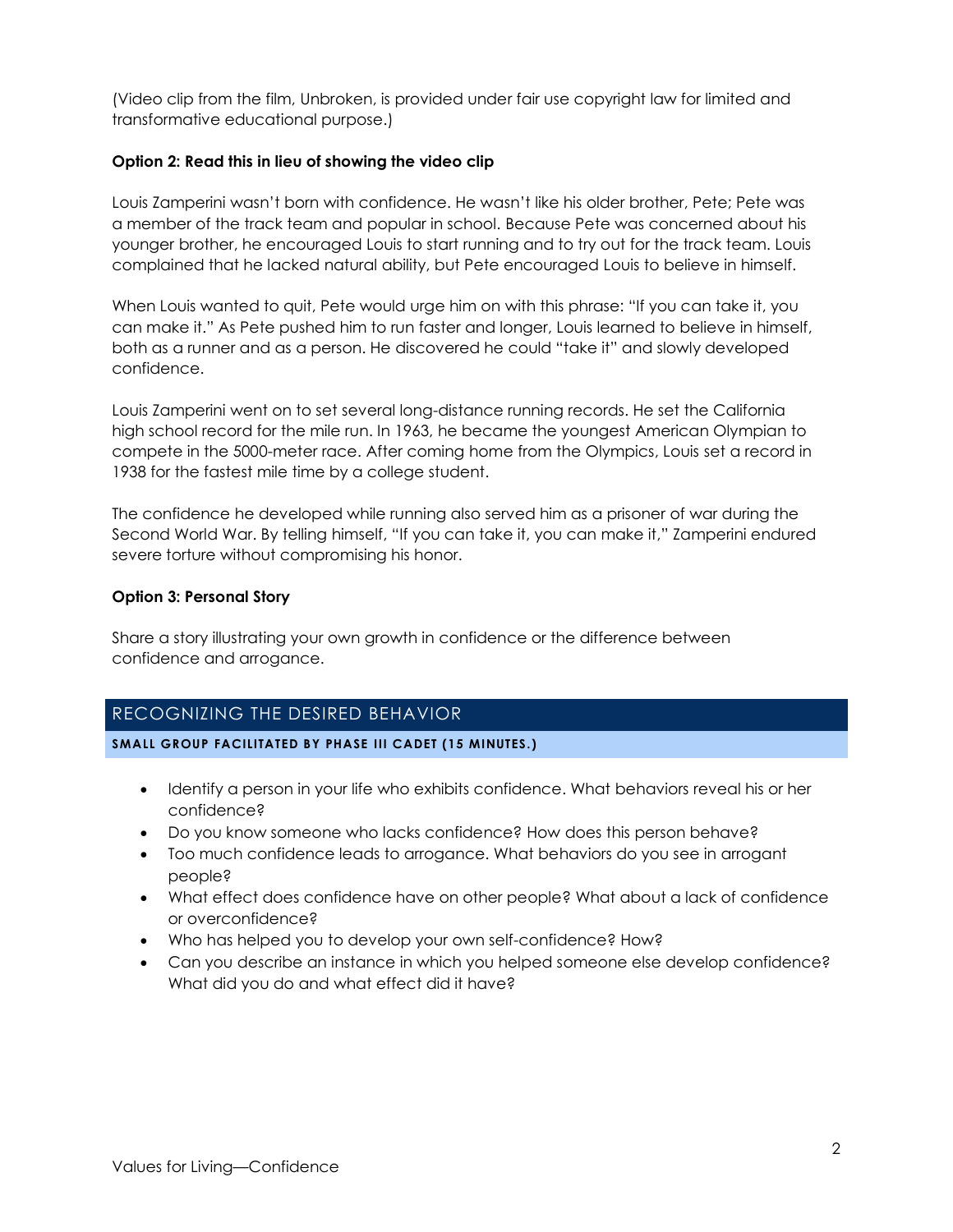(Video clip from the film, Unbroken, is provided under fair use copyright law for limited and transformative educational purpose.)

**Option 2: Read this in lieu of showing the video clip**

Louis Zamperini wasn't born with confidence. He wasn't like his older brother, Pete; Pete was a member of the track team and popular in school. Because Pete was concerned about his younger brother, he encouraged Louis to start running and to try out for the track team. Louis complained that he lacked natural ability, but Pete encouraged Louis to believe in himself.

When Louis wanted to quit, Pete would urge him on with this phrase: "If you can take it, you can make it." As Pete pushed him to run faster and longer, Louis learned to believe in himself, both as a runner and as a person. He discovered he could "take it" and slowly developed confidence.

Louis Zamperini went on to set several long-distance running records. He set the California high school record for the mile run. In 1963, he became the youngest American Olympian to compete in the 5000-meter race. After coming home from the Olympics, Louis set a record in 1938 for the fastest mile time by a college student.

The confidence he developed while running also served him as a prisoner of war during the Second World War. By telling himself, "If you can take it, you can make it," Zamperini endured severe torture without compromising his honor.

**Option 3: Personal Story**

Share a story illustrating your own growth in confidence or the difference between confidence and arrogance.

## RECOGNIZING THE DESIRED BEHAVIOR

**SMALL GROUP FACILITATED BY PHASE III CADET (15 MINUTES.)**

- Identify a person in your life who exhibits confidence. What behaviors reveal his or her confidence?
- Do you know someone who lacks confidence? How does this person behave?
- Too much confidence leads to arrogance. What behaviors do you see in arrogant people?
- What effect does confidence have on other people? What about a lack of confidence or overconfidence?
- Who has helped you to develop your own self-confidence? How?
- Can you describe an instance in which you helped someone else develop confidence? What did you do and what effect did it have?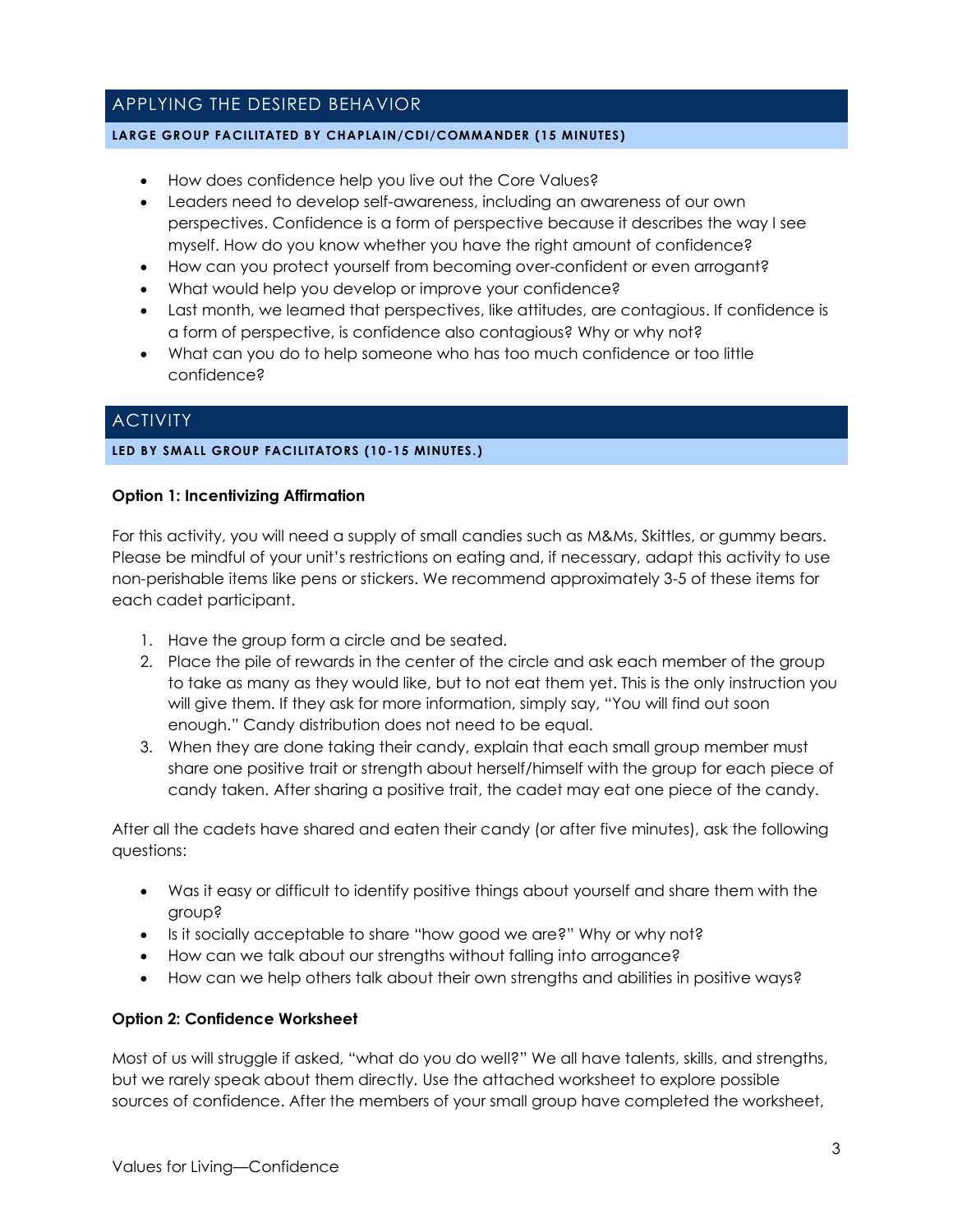## APPLYING THE DESIRED BEHAVIOR

**LARGE GROUP FACILITATED BY CHAPLAIN/CDI/COMMANDER (15 MINUTES)**

- How does confidence help you live out the Core Values?
- Leaders need to develop self-awareness, including an awareness of our own perspectives. Confidence is a form of perspective because it describes the way I see myself. How do you know whether you have the right amount of confidence?
- How can you protect yourself from becoming over-confident or even arrogant?
- What would help you develop or improve your confidence?
- Last month, we learned that perspectives, like attitudes, are contagious. If confidence is a form of perspective, is confidence also contagious? Why or why not?
- What can you do to help someone who has too much confidence or too little confidence?

## ACTIVITY

**LED BY SMALL GROUP FACILITATORS (10-15 MINUTES.)**

**Option 1: Incentivizing Affirmation**

For this activity, you will need a supply of small candies such as M&Ms, Skittles, or gummy bears. Please be mindful of your unit's restrictions on eating and, if necessary, adapt this activity to use non-perishable items like pens or stickers. We recommend approximately 3-5 of these items for each cadet participant.

1. Have the group form a circle and be seated.
2. Place the pile of rewards in the center of the circle and ask each member of the group to take as many as they would like, but to not eat them yet. This is the only instruction you will give them. If they ask for more information, simply say, "You will find out soon enough." Candy distribution does not need to be equal.
3. When they are done taking their candy, explain that each small group member must share one positive trait or strength about herself/himself with the group for each piece of candy taken. After sharing a positive trait, the cadet may eat one piece of the candy.

After all the cadets have shared and eaten their candy (or after five minutes), ask the following questions:

- Was it easy or difficult to identify positive things about yourself and share them with the group?
- Is it socially acceptable to share "how good we are?" Why or why not?
- How can we talk about our strengths without falling into arrogance?
- How can we help others talk about their own strengths and abilities in positive ways?

**Option 2: Confidence Worksheet**

Most of us will struggle if asked, "what do you do well?" We all have talents, skills, and strengths, but we rarely speak about them directly. Use the attached worksheet to explore possible sources of confidence. After the members of your small group have completed the worksheet,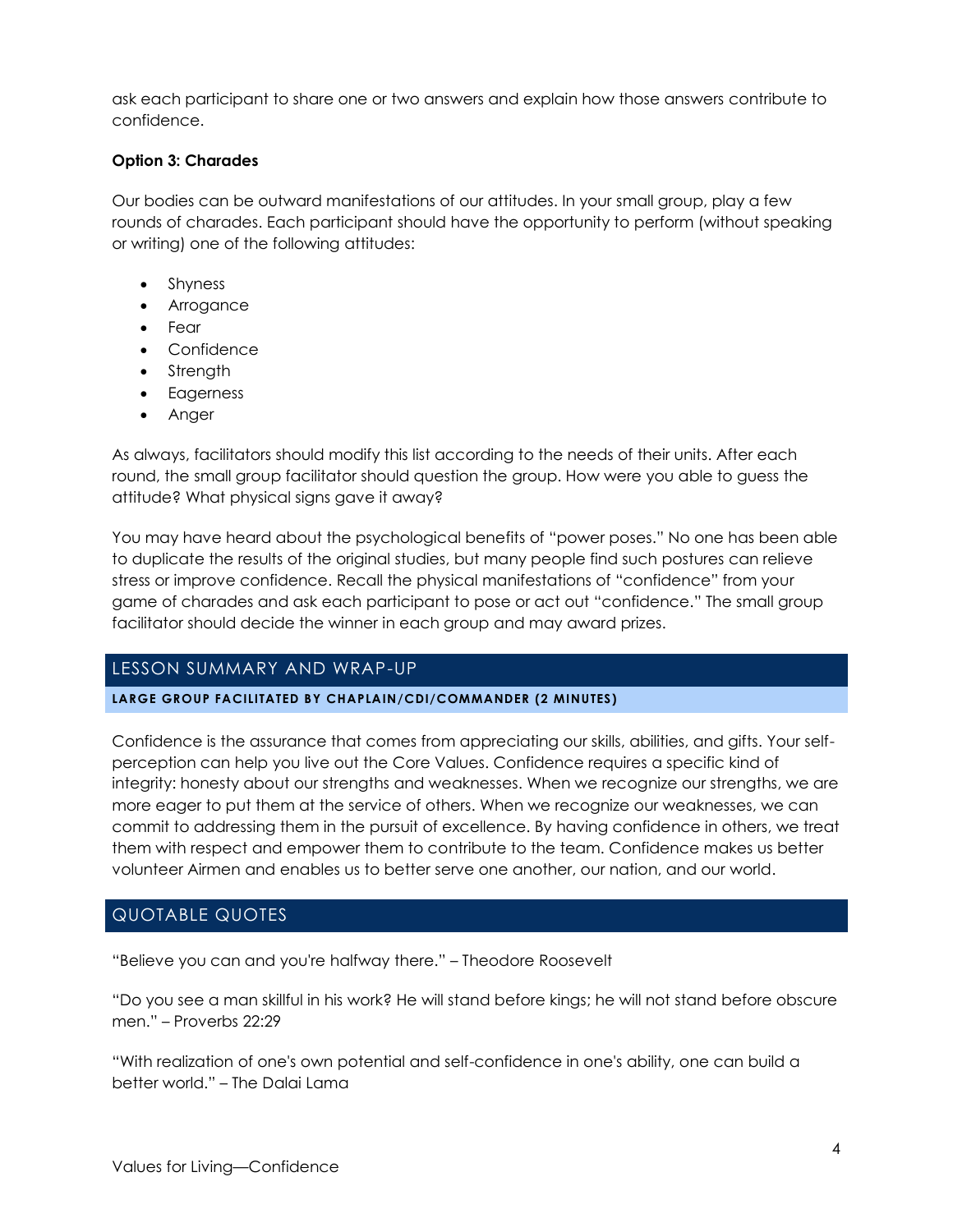ask each participant to share one or two answers and explain how those answers contribute to confidence.

**Option 3: Charades**

Our bodies can be outward manifestations of our attitudes. In your small group, play a few rounds of charades. Each participant should have the opportunity to perform (without speaking or writing) one of the following attitudes:

- Shyness
- Arrogance
- Fear
- Confidence
- Strength
- Eagerness
- Anger

As always, facilitators should modify this list according to the needs of their units. After each round, the small group facilitator should question the group. How were you able to guess the attitude? What physical signs gave it away?

You may have heard about the psychological benefits of "power poses." No one has been able to duplicate the results of the original studies, but many people find such postures can relieve stress or improve confidence. Recall the physical manifestations of "confidence" from your game of charades and ask each participant to pose or act out "confidence." The small group facilitator should decide the winner in each group and may award prizes.

## LESSON SUMMARY AND WRAP-UP

**LARGE GROUP FACILITATED BY CHAPLAIN/CDI/COMMANDER (2 MINUTES)**

Confidence is the assurance that comes from appreciating our skills, abilities, and gifts. Your self-perception can help you live out the Core Values. Confidence requires a specific kind of integrity: honesty about our strengths and weaknesses. When we recognize our strengths, we are more eager to put them at the service of others. When we recognize our weaknesses, we can commit to addressing them in the pursuit of excellence. By having confidence in others, we treat them with respect and empower them to contribute to the team. Confidence makes us better volunteer Airmen and enables us to better serve one another, our nation, and our world.

## QUOTABLE QUOTES

"Believe you can and you're halfway there." – Theodore Roosevelt

"Do you see a man skillful in his work? He will stand before kings; he will not stand before obscure men." – Proverbs 22:29

"With realization of one's own potential and self-confidence in one's ability, one can build a better world." – The Dalai Lama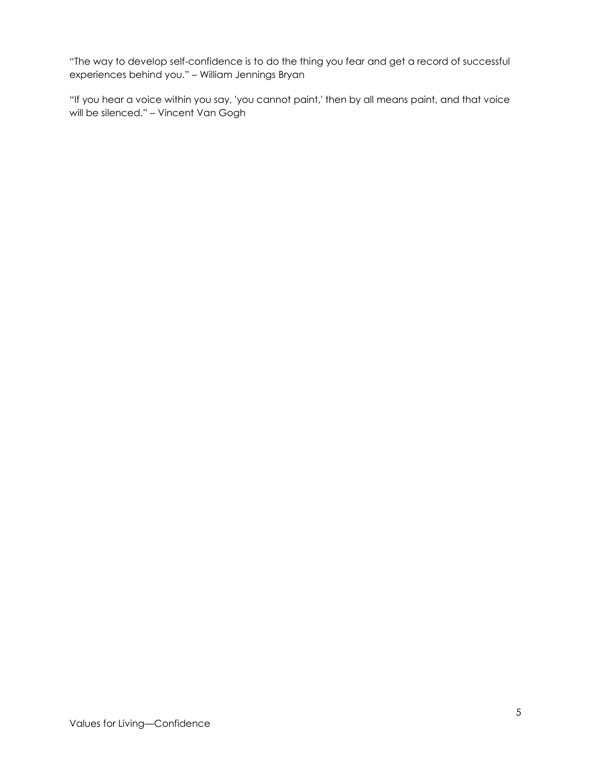"The way to develop self-confidence is to do the thing you fear and get a record of successful experiences behind you." – William Jennings Bryan

"If you hear a voice within you say, 'you cannot paint,' then by all means paint, and that voice will be silenced." – Vincent Van Gogh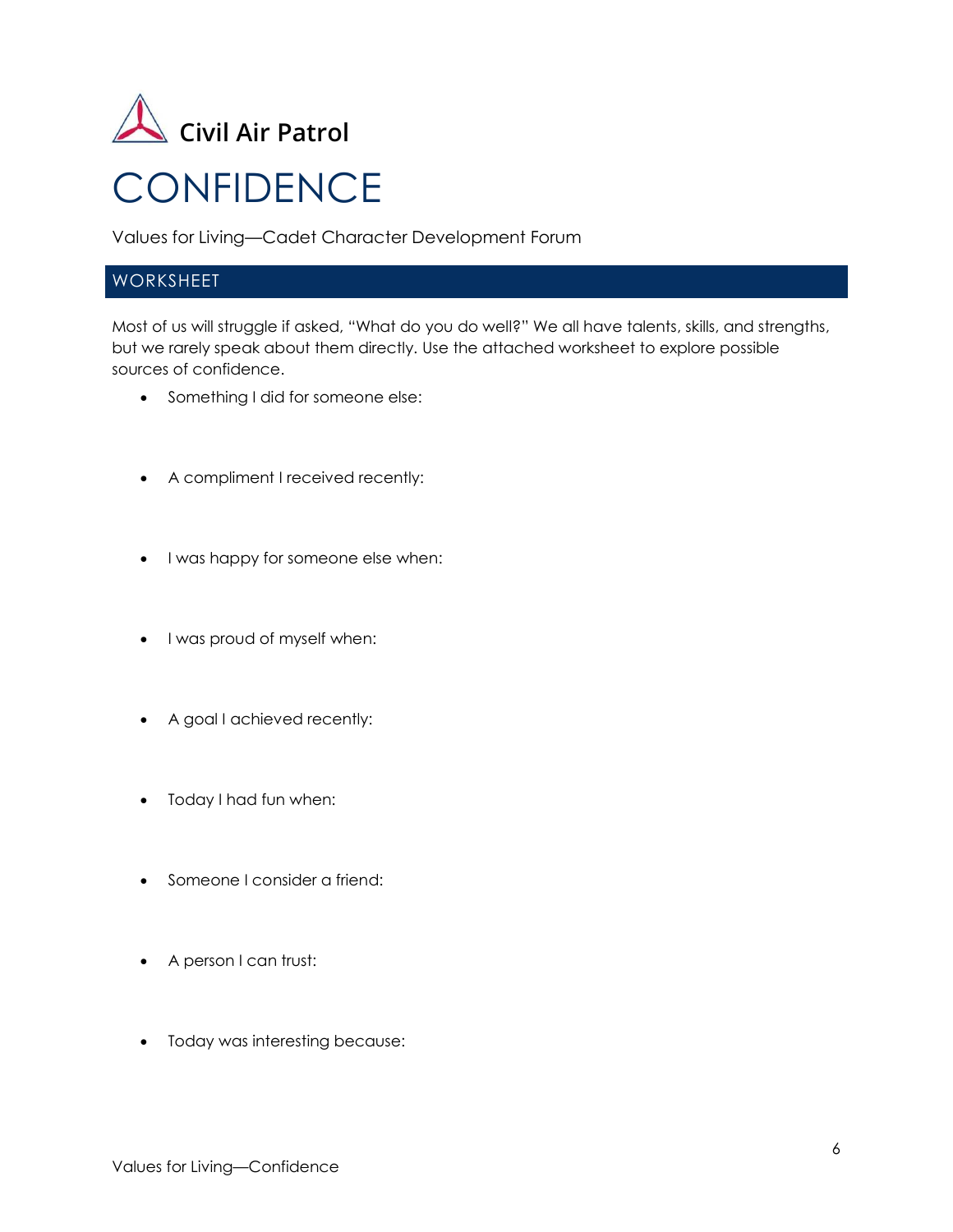Civil Air Patrol

# CONFIDENCE

Values for Living—Cadet Character Development Forum

## WORKSHEET

Most of us will struggle if asked, "What do you do well?" We all have talents, skills, and strengths, but we rarely speak about them directly. Use the attached worksheet to explore possible sources of confidence.

- Something I did for someone else:
- A compliment I received recently:
- I was happy for someone else when:
- I was proud of myself when:
- A goal I achieved recently:
- Today I had fun when:
- Someone I consider a friend:
- A person I can trust:
- Today was interesting because: